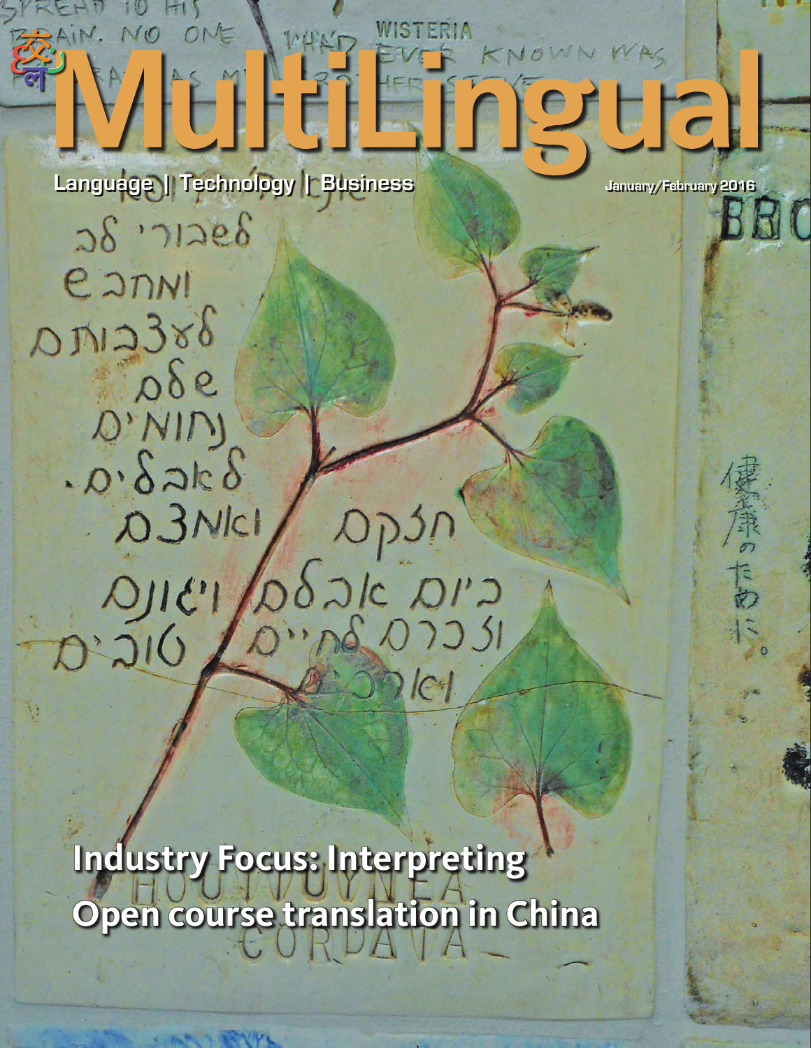# MultiLingual

Language | Technology | Business

January/February 2016

## Industry Focus: Interpreting

## Open course translation in China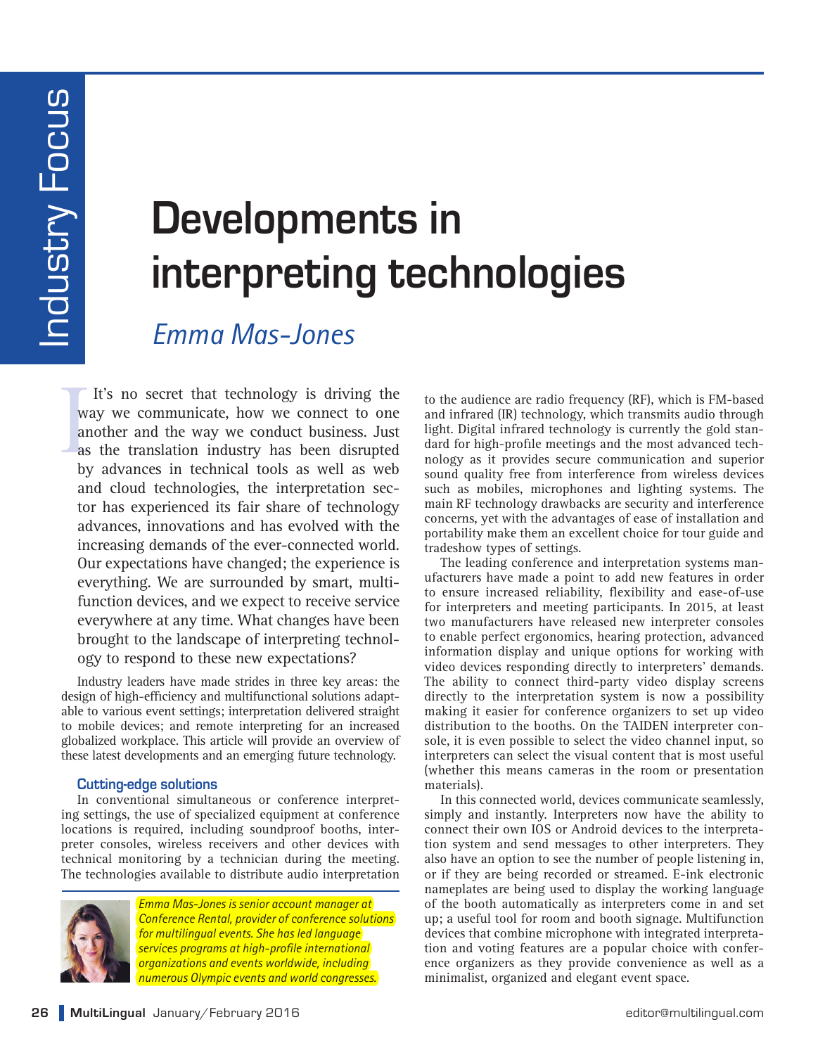# Developments in interpreting technologies

*Emma Mas-Jones*

It's no secret that technology is driving the way we communicate, how we connect to one another and the way we conduct business. Just as the translation industry has been disrupted by advances in technical tools as well as web and cloud technologies, the interpretation sector has experienced its fair share of technology advances, innovations and has evolved with the increasing demands of the ever-connected world. Our expectations have changed; the experience is everything. We are surrounded by smart, multifunction devices, and we expect to receive service everywhere at any time. What changes have been brought to the landscape of interpreting technology to respond to these new expectations?

Industry leaders have made strides in three key areas: the design of high-efficiency and multifunctional solutions adaptable to various event settings; interpretation delivered straight to mobile devices; and remote interpreting for an increased globalized workplace. This article will provide an overview of these latest developments and an emerging future technology.

### Cutting-edge solutions

In conventional simultaneous or conference interpreting settings, the use of specialized equipment at conference locations is required, including soundproof booths, interpreter consoles, wireless receivers and other devices with technical monitoring by a technician during the meeting. The technologies available to distribute audio interpretation to the audience are radio frequency (RF), which is FM-based and infrared (IR) technology, which transmits audio through light. Digital infrared technology is currently the gold standard for high-profile meetings and the most advanced technology as it provides secure communication and superior sound quality free from interference from wireless devices such as mobiles, microphones and lighting systems. The main RF technology drawbacks are security and interference concerns, yet with the advantages of ease of installation and portability make them an excellent choice for tour guide and tradeshow types of settings.

The leading conference and interpretation systems manufacturers have made a point to add new features in order to ensure increased reliability, flexibility and ease-of-use for interpreters and meeting participants. In 2015, at least two manufacturers have released new interpreter consoles to enable perfect ergonomics, hearing protection, advanced information display and unique options for working with video devices responding directly to interpreters' demands. The ability to connect third-party video display screens directly to the interpretation system is now a possibility making it easier for conference organizers to set up video distribution to the booths. On the TAIDEN interpreter console, it is even possible to select the video channel input, so interpreters can select the visual content that is most useful (whether this means cameras in the room or presentation materials).

In this connected world, devices communicate seamlessly, simply and instantly. Interpreters now have the ability to connect their own IOS or Android devices to the interpretation system and send messages to other interpreters. They also have an option to see the number of people listening in, or if they are being recorded or streamed. E-ink electronic nameplates are being used to display the working language of the booth automatically as interpreters come in and set up; a useful tool for room and booth signage. Multifunction devices that combine microphone with integrated interpretation and voting features are a popular choice with conference organizers as they provide convenience as well as a minimalist, organized and elegant event space.

*Emma Mas-Jones is senior account manager at Conference Rental, provider of conference solutions for multilingual events. She has led language services programs at high-profile international organizations and events worldwide, including numerous Olympic events and world congresses.*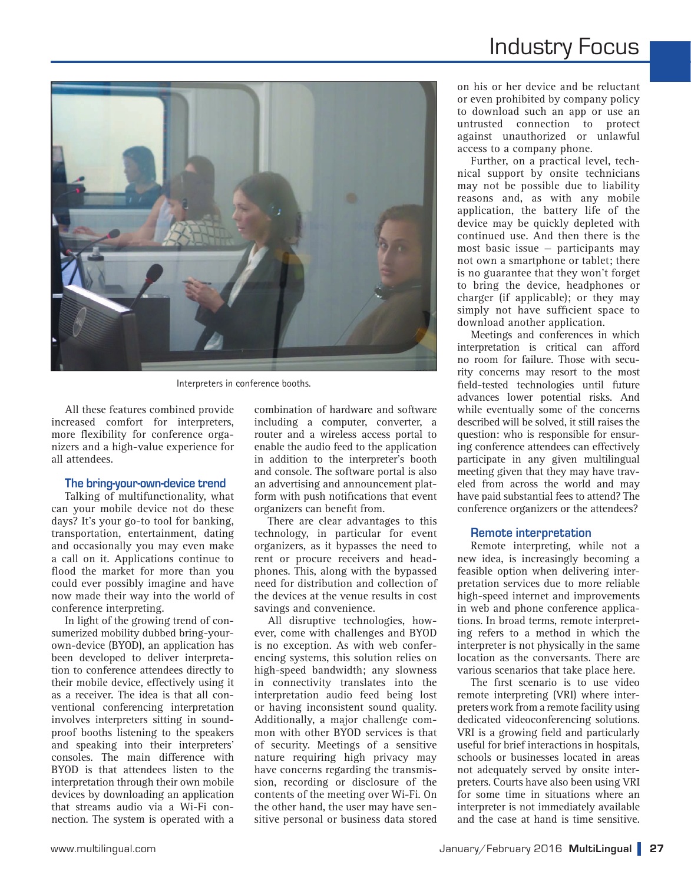Interpreters in conference booths.

All these features combined provide increased comfort for interpreters, more flexibility for conference organizers and a high-value experience for all attendees.

### The bring-your-own-device trend

Talking of multifunctionality, what can your mobile device not do these days? It's your go-to tool for banking, transportation, entertainment, dating and occasionally you may even make a call on it. Applications continue to flood the market for more than you could ever possibly imagine and have now made their way into the world of conference interpreting.

In light of the growing trend of consumerized mobility dubbed bring-your-own-device (BYOD), an application has been developed to deliver interpretation to conference attendees directly to their mobile device, effectively using it as a receiver. The idea is that all conventional conferencing interpretation involves interpreters sitting in soundproof booths listening to the speakers and speaking into their interpreters' consoles. The main difference with BYOD is that attendees listen to the interpretation through their own mobile devices by downloading an application that streams audio via a Wi-Fi connection. The system is operated with a combination of hardware and software including a computer, converter, a router and a wireless access portal to enable the audio feed to the application in addition to the interpreter's booth and console. The software portal is also an advertising and announcement platform with push notifications that event organizers can benefit from.

There are clear advantages to this technology, in particular for event organizers, as it bypasses the need to rent or procure receivers and headphones. This, along with the bypassed need for distribution and collection of the devices at the venue results in cost savings and convenience.

All disruptive technologies, however, come with challenges and BYOD is no exception. As with web conferencing systems, this solution relies on high-speed bandwidth; any slowness in connectivity translates into the interpretation audio feed being lost or having inconsistent sound quality. Additionally, a major challenge common with other BYOD services is that of security. Meetings of a sensitive nature requiring high privacy may have concerns regarding the transmission, recording or disclosure of the contents of the meeting over Wi-Fi. On the other hand, the user may have sensitive personal or business data stored on his or her device and be reluctant or even prohibited by company policy to download such an app or use an untrusted connection to protect against unauthorized or unlawful access to a company phone.

Further, on a practical level, technical support by onsite technicians may not be possible due to liability reasons and, as with any mobile application, the battery life of the device may be quickly depleted with continued use. And then there is the most basic issue — participants may not own a smartphone or tablet; there is no guarantee that they won't forget to bring the device, headphones or charger (if applicable); or they may simply not have sufficient space to download another application.

Meetings and conferences in which interpretation is critical can afford no room for failure. Those with security concerns may resort to the most field-tested technologies until future advances lower potential risks. And while eventually some of the concerns described will be solved, it still raises the question: who is responsible for ensuring conference attendees can effectively participate in any given multilingual meeting given that they may have traveled from across the world and may have paid substantial fees to attend? The conference organizers or the attendees?

### Remote interpretation

Remote interpreting, while not a new idea, is increasingly becoming a feasible option when delivering interpretation services due to more reliable high-speed internet and improvements in web and phone conference applications. In broad terms, remote interpreting refers to a method in which the interpreter is not physically in the same location as the conversants. There are various scenarios that take place here.

The first scenario is to use video remote interpreting (VRI) where interpreters work from a remote facility using dedicated videoconferencing solutions. VRI is a growing field and particularly useful for brief interactions in hospitals, schools or businesses located in areas not adequately served by onsite interpreters. Courts have also been using VRI for some time in situations where an interpreter is not immediately available and the case at hand is time sensitive.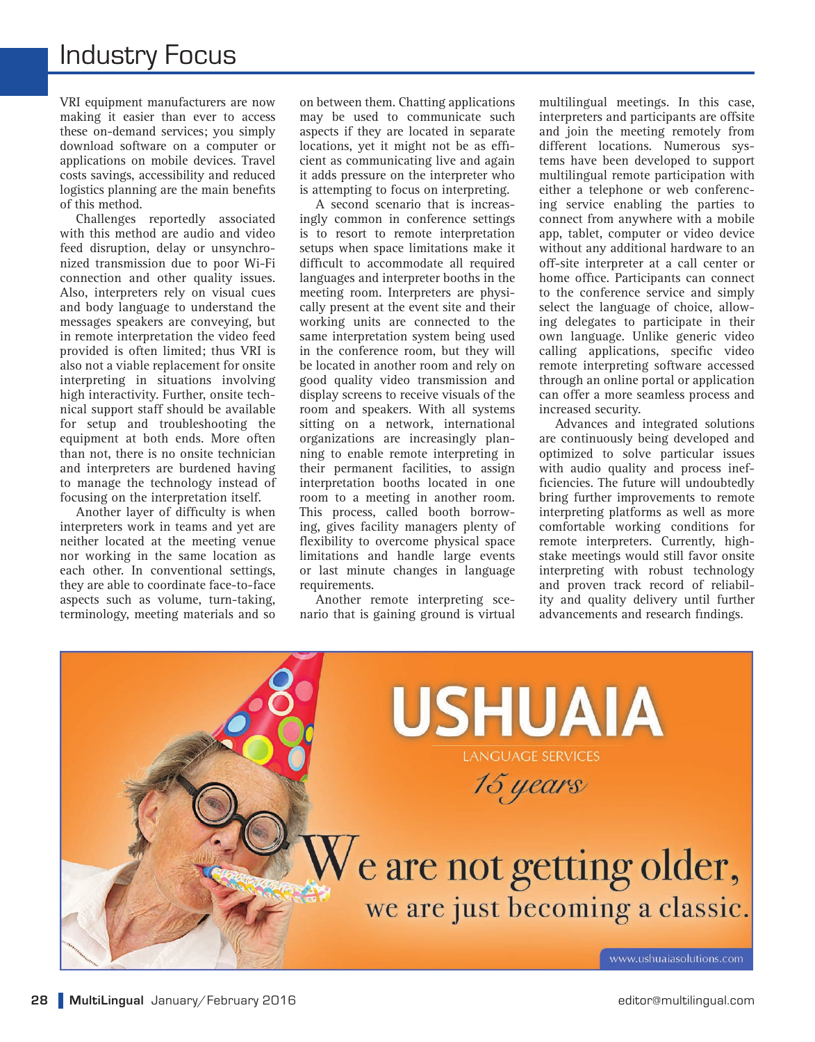VRI equipment manufacturers are now making it easier than ever to access these on-demand services; you simply download software on a computer or applications on mobile devices. Travel costs savings, accessibility and reduced logistics planning are the main benefits of this method.

Challenges reportedly associated with this method are audio and video feed disruption, delay or unsynchronized transmission due to poor Wi-Fi connection and other quality issues. Also, interpreters rely on visual cues and body language to understand the messages speakers are conveying, but in remote interpretation the video feed provided is often limited; thus VRI is also not a viable replacement for onsite interpreting in situations involving high interactivity. Further, onsite technical support staff should be available for setup and troubleshooting the equipment at both ends. More often than not, there is no onsite technician and interpreters are burdened having to manage the technology instead of focusing on the interpretation itself.

Another layer of difficulty is when interpreters work in teams and yet are neither located at the meeting venue nor working in the same location as each other. In conventional settings, they are able to coordinate face-to-face aspects such as volume, turn-taking, terminology, meeting materials and so on between them. Chatting applications may be used to communicate such aspects if they are located in separate locations, yet it might not be as efficient as communicating live and again it adds pressure on the interpreter who is attempting to focus on interpreting.

A second scenario that is increasingly common in conference settings is to resort to remote interpretation setups when space limitations make it difficult to accommodate all required languages and interpreter booths in the meeting room. Interpreters are physically present at the event site and their working units are connected to the same interpretation system being used in the conference room, but they will be located in another room and rely on good quality video transmission and display screens to receive visuals of the room and speakers. With all systems sitting on a network, international organizations are increasingly planning to enable remote interpreting in their permanent facilities, to assign interpretation booths located in one room to a meeting in another room. This process, called booth borrowing, gives facility managers plenty of flexibility to overcome physical space limitations and handle large events or last minute changes in language requirements.

Another remote interpreting scenario that is gaining ground is virtual multilingual meetings. In this case, interpreters and participants are offsite and join the meeting remotely from different locations. Numerous systems have been developed to support multilingual remote participation with either a telephone or web conferencing service enabling the parties to connect from anywhere with a mobile app, tablet, computer or video device without any additional hardware to an off-site interpreter at a call center or home office. Participants can connect to the conference service and simply select the language of choice, allowing delegates to participate in their own language. Unlike generic video calling applications, specific video remote interpreting software accessed through an online portal or application can offer a more seamless process and increased security.

Advances and integrated solutions are continuously being developed and optimized to solve particular issues with audio quality and process inefficiencies. The future will undoubtedly bring further improvements to remote interpreting platforms as well as more comfortable working conditions for remote interpreters. Currently, high-stake meetings would still favor onsite interpreting with robust technology and proven track record of reliability and quality delivery until further advancements and research findings.

USHUAIA LANGUAGE SERVICES

*15 years*

We are not getting older, we are just becoming a classic.

www.ushuaiasolutions.com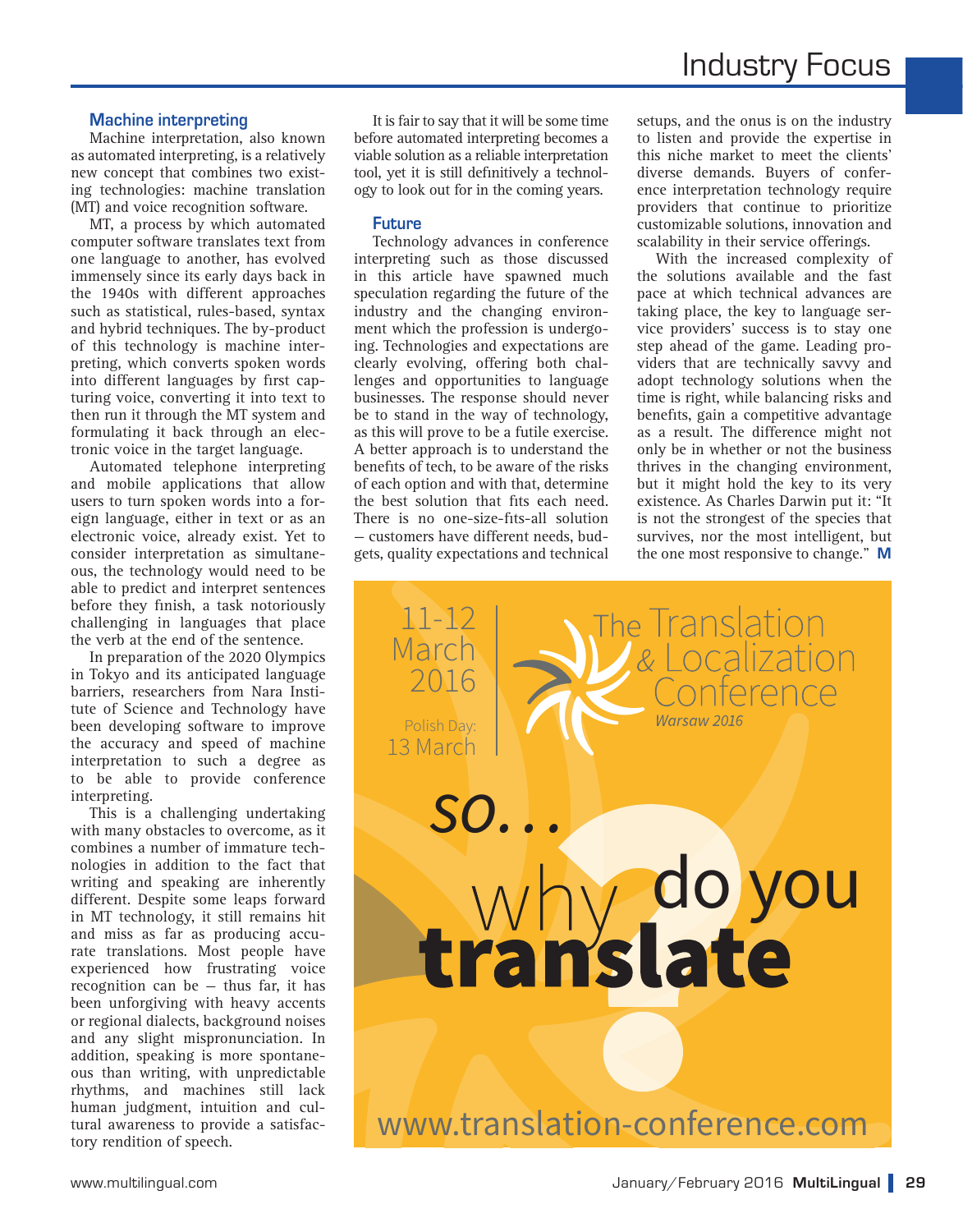## Machine interpreting

Machine interpretation, also known as automated interpreting, is a relatively new concept that combines two existing technologies: machine translation (MT) and voice recognition software.

MT, a process by which automated computer software translates text from one language to another, has evolved immensely since its early days back in the 1940s with different approaches such as statistical, rules-based, syntax and hybrid techniques. The by-product of this technology is machine interpreting, which converts spoken words into different languages by first capturing voice, converting it into text to then run it through the MT system and formulating it back through an electronic voice in the target language.

Automated telephone interpreting and mobile applications that allow users to turn spoken words into a foreign language, either in text or as an electronic voice, already exist. Yet to consider interpretation as simultaneous, the technology would need to be able to predict and interpret sentences before they finish, a task notoriously challenging in languages that place the verb at the end of the sentence.

In preparation of the 2020 Olympics in Tokyo and its anticipated language barriers, researchers from Nara Institute of Science and Technology have been developing software to improve the accuracy and speed of machine interpretation to such a degree as to be able to provide conference interpreting.

This is a challenging undertaking with many obstacles to overcome, as it combines a number of immature technologies in addition to the fact that writing and speaking are inherently different. Despite some leaps forward in MT technology, it still remains hit and miss as far as producing accurate translations. Most people have experienced how frustrating voice recognition can be — thus far, it has been unforgiving with heavy accents or regional dialects, background noises and any slight mispronunciation. In addition, speaking is more spontaneous than writing, with unpredictable rhythms, and machines still lack human judgment, intuition and cultural awareness to provide a satisfactory rendition of speech.

It is fair to say that it will be some time before automated interpreting becomes a viable solution as a reliable interpretation tool, yet it is still definitively a technology to look out for in the coming years.

## Future

Technology advances in conference interpreting such as those discussed in this article have spawned much speculation regarding the future of the industry and the changing environment the profession is undergoing. Technologies and expectations are clearly evolving, offering both challenges and opportunities to language businesses. The response should never be to stand in the way of technology, as this will prove to be a futile exercise. A better approach is to understand the benefits of tech, to be aware of the risks of each option and with that, determine the best solution that fits each need. There is no one-size-fits-all solution — customers have different needs, budgets, quality expectations and technical setups, and the onus is on the industry to listen and provide the expertise in this niche market to meet the clients' diverse demands. Buyers of conference interpretation technology require providers that continue to prioritize customizable solutions, innovation and scalability in their service offerings.

With the increased complexity of the solutions available and the fast pace at which technical advances are taking place, the key to language service providers' success is to stay one step ahead of the game. Leading providers that are technically savvy and adopt technology solutions when the time is right, while balancing risks and benefits, gain a competitive advantage as a result. The difference might not only be in whether or not the business thrives in the changing environment, but it might hold the key to its very existence. As Charles Darwin put it: "It is not the strongest of the species that survives, nor the most intelligent, but the one most responsive to change." **M**

11-12 March 2016

Polish Day: 13 March

The Translation & Localization Conference

*Warsaw 2016*

*so...* why do you **translate**?

www.translation-conference.com